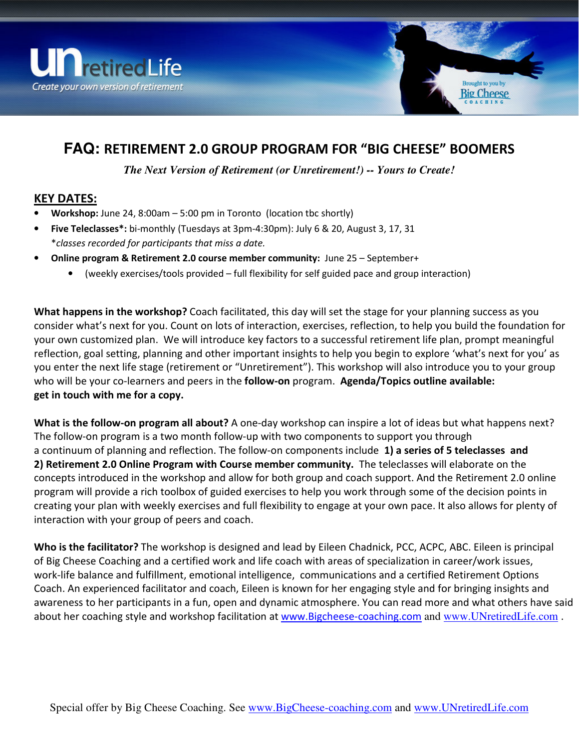# FAQ: RETIREMENT 2.0 GROUP PROGRAM FOR “BIG CHEESE” BOOMERS

***The Next Version of Retirement (or Unretirement!) -- Yours to Create!***

## KEY DATES:

- **Workshop:** June 24, 8:00am – 5:00 pm in Toronto (location tbc shortly)
- **Five Teleclasses*:** bi-monthly (Tuesdays at 3pm-4:30pm): July 6 & 20, August 3, 17, 31
  *\*classes recorded for participants that miss a date.*
- **Online program & Retirement 2.0 course member community:** June 25 – September+
  - (weekly exercises/tools provided – full flexibility for self guided pace and group interaction)

**What happens in the workshop?** Coach facilitated, this day will set the stage for your planning success as you consider what’s next for you. Count on lots of interaction, exercises, reflection, to help you build the foundation for your own customized plan. We will introduce key factors to a successful retirement life plan, prompt meaningful reflection, goal setting, planning and other important insights to help you begin to explore ‘what’s next for you’ as you enter the next life stage (retirement or “Unretirement”). This workshop will also introduce you to your group who will be your co-learners and peers in the **follow-on** program. **Agenda/Topics outline available: get in touch with me for a copy.**

**What is the follow-on program all about?** A one-day workshop can inspire a lot of ideas but what happens next? The follow-on program is a two month follow-up with two components to support you through a continuum of planning and reflection. The follow-on components include **1) a series of 5 teleclasses and 2) Retirement 2.0 Online Program with Course member community.** The teleclasses will elaborate on the concepts introduced in the workshop and allow for both group and coach support. And the Retirement 2.0 online program will provide a rich toolbox of guided exercises to help you work through some of the decision points in creating your plan with weekly exercises and full flexibility to engage at your own pace. It also allows for plenty of interaction with your group of peers and coach.

**Who is the facilitator?** The workshop is designed and lead by Eileen Chadnick, PCC, ACPC, ABC. Eileen is principal of Big Cheese Coaching and a certified work and life coach with areas of specialization in career/work issues, work-life balance and fulfillment, emotional intelligence, communications and a certified Retirement Options Coach. An experienced facilitator and coach, Eileen is known for her engaging style and for bringing insights and awareness to her participants in a fun, open and dynamic atmosphere. You can read more and what others have said about her coaching style and workshop facilitation at www.Bigcheese-coaching.com and www.UNretiredLife.com .

Special offer by Big Cheese Coaching. See www.BigCheese-coaching.com and www.UNretiredLife.com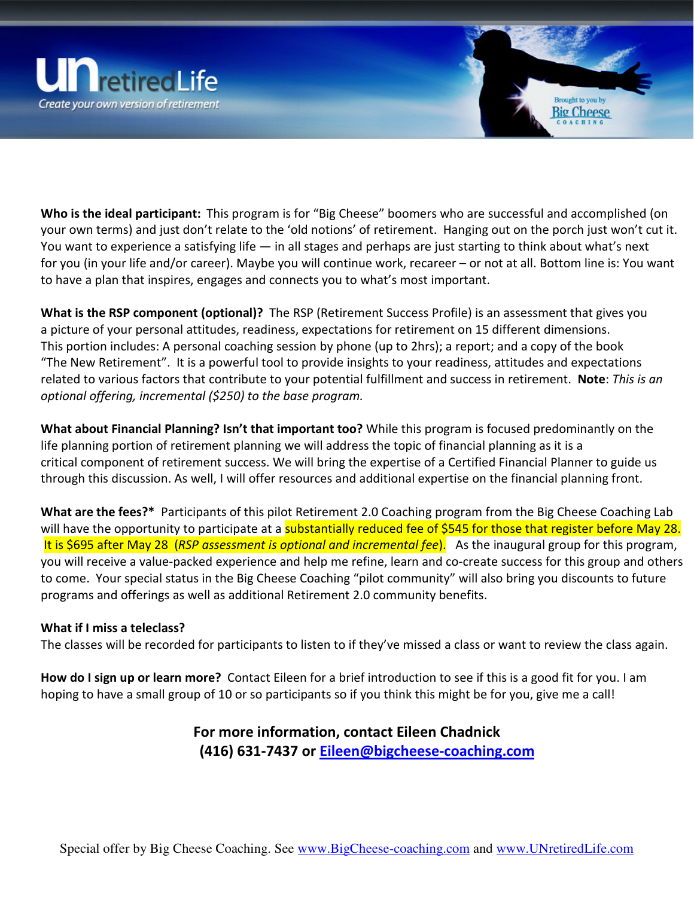**UNretiredLife** — *Create your own version of retirement*

Brought to you by Big Cheese COACHING

**Who is the ideal participant:** This program is for "Big Cheese" boomers who are successful and accomplished (on your own terms) and just don't relate to the 'old notions' of retirement. Hanging out on the porch just won't cut it. You want to experience a satisfying life — in all stages and perhaps are just starting to think about what's next for you (in your life and/or career). Maybe you will continue work, recareer – or not at all. Bottom line is: You want to have a plan that inspires, engages and connects you to what's most important.

**What is the RSP component (optional)?** The RSP (Retirement Success Profile) is an assessment that gives you a picture of your personal attitudes, readiness, expectations for retirement on 15 different dimensions. This portion includes: A personal coaching session by phone (up to 2hrs); a report; and a copy of the book "The New Retirement". It is a powerful tool to provide insights to your readiness, attitudes and expectations related to various factors that contribute to your potential fulfillment and success in retirement. **Note**: *This is an optional offering, incremental ($250) to the base program.*

**What about Financial Planning? Isn't that important too?** While this program is focused predominantly on the life planning portion of retirement planning we will address the topic of financial planning as it is a critical component of retirement success. We will bring the expertise of a Certified Financial Planner to guide us through this discussion. As well, I will offer resources and additional expertise on the financial planning front.

**What are the fees?*** Participants of this pilot Retirement 2.0 Coaching program from the Big Cheese Coaching Lab will have the opportunity to participate at a substantially reduced fee of $545 for those that register before May 28. It is $695 after May 28 (*RSP assessment is optional and incremental fee*). As the inaugural group for this program, you will receive a value-packed experience and help me refine, learn and co-create success for this group and others to come. Your special status in the Big Cheese Coaching "pilot community" will also bring you discounts to future programs and offerings as well as additional Retirement 2.0 community benefits.

**What if I miss a teleclass?**
The classes will be recorded for participants to listen to if they've missed a class or want to review the class again.

**How do I sign up or learn more?** Contact Eileen for a brief introduction to see if this is a good fit for you. I am hoping to have a small group of 10 or so participants so if you think this might be for you, give me a call!

**For more information, contact Eileen Chadnick**
**(416) 631-7437 or [Eileen@bigcheese-coaching.com](mailto:Eileen@bigcheese-coaching.com)**

Special offer by Big Cheese Coaching. See www.BigCheese-coaching.com and www.UNretiredLife.com